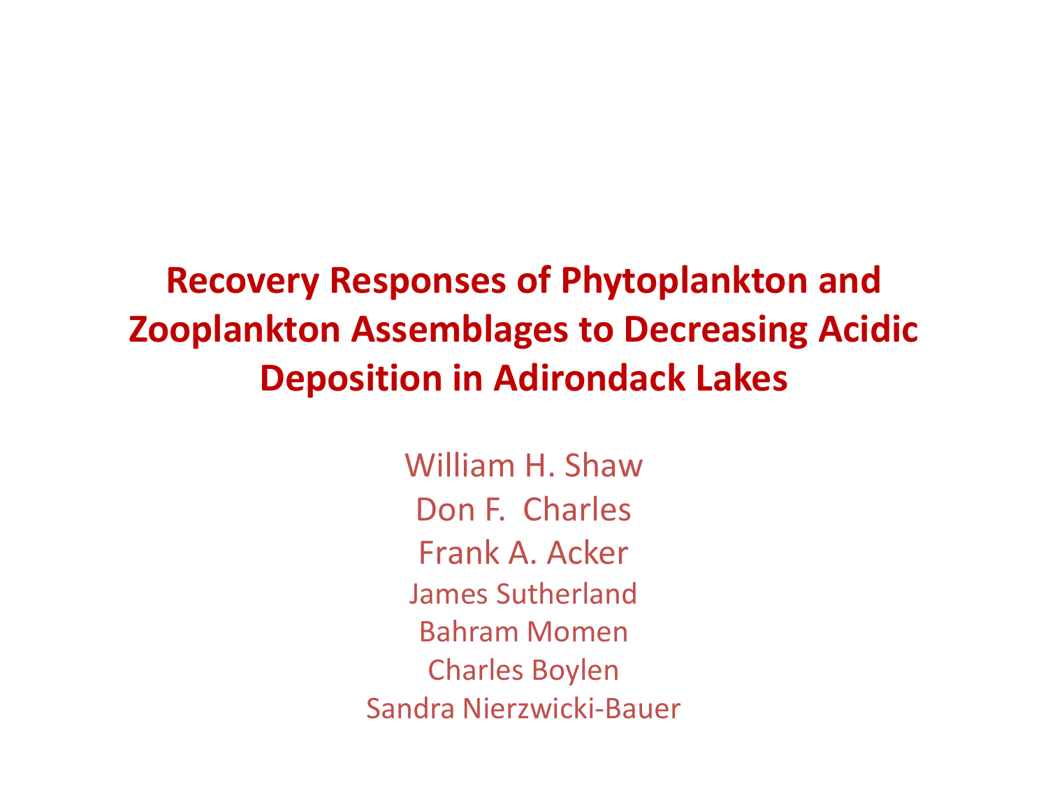# Recovery Responses of Phytoplankton and Zooplankton Assemblages to Decreasing Acidic Deposition in Adirondack Lakes

William H. Shaw

Don F. Charles

Frank A. Acker

James Sutherland

Bahram Momen

Charles Boylen

Sandra Nierzwicki-Bauer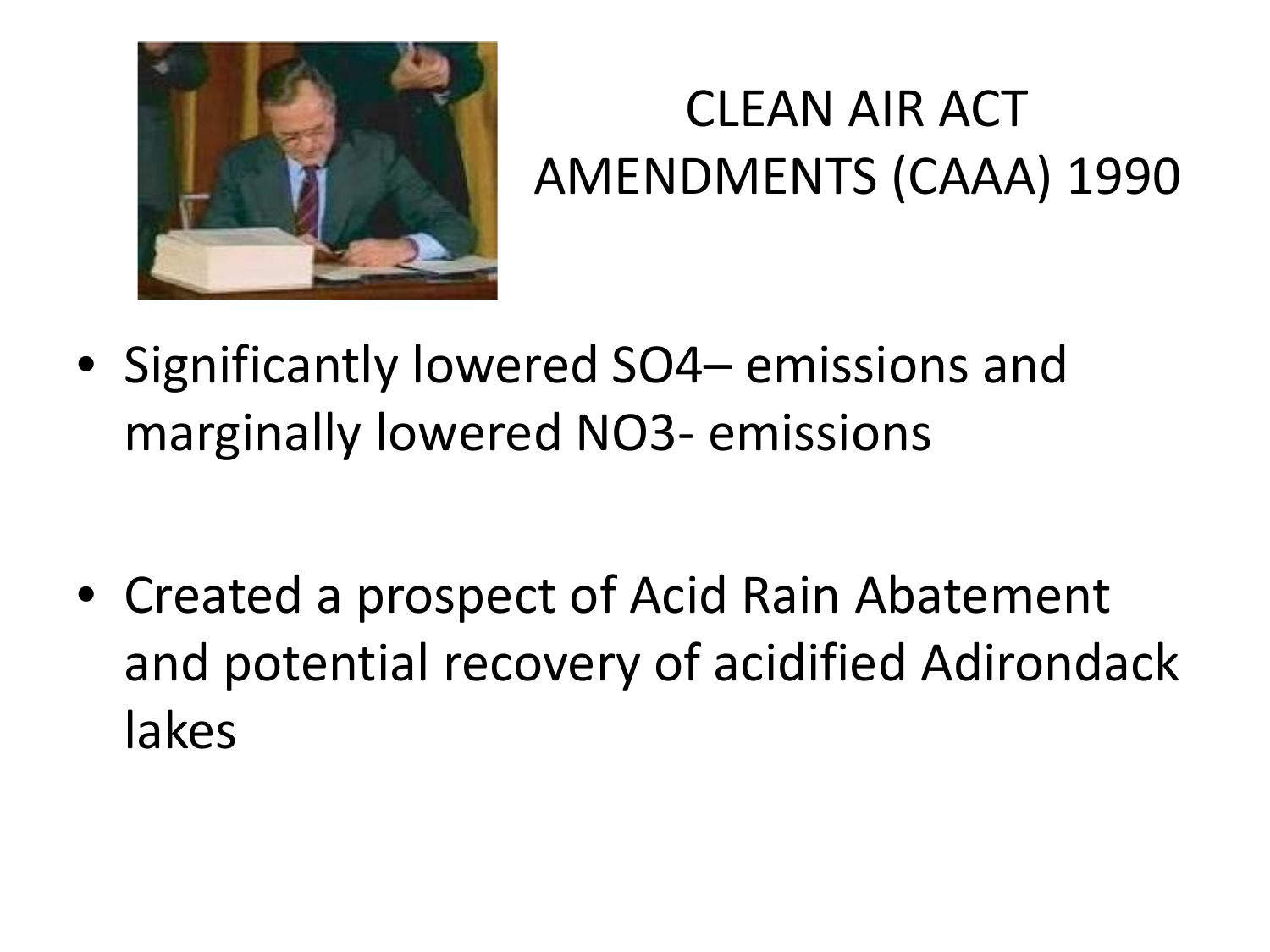# CLEAN AIR ACT AMENDMENTS (CAAA) 1990

- Significantly lowered $SO_4$– emissions and marginally lowered $NO_3$- emissions
- Created a prospect of Acid Rain Abatement and potential recovery of acidified Adirondack lakes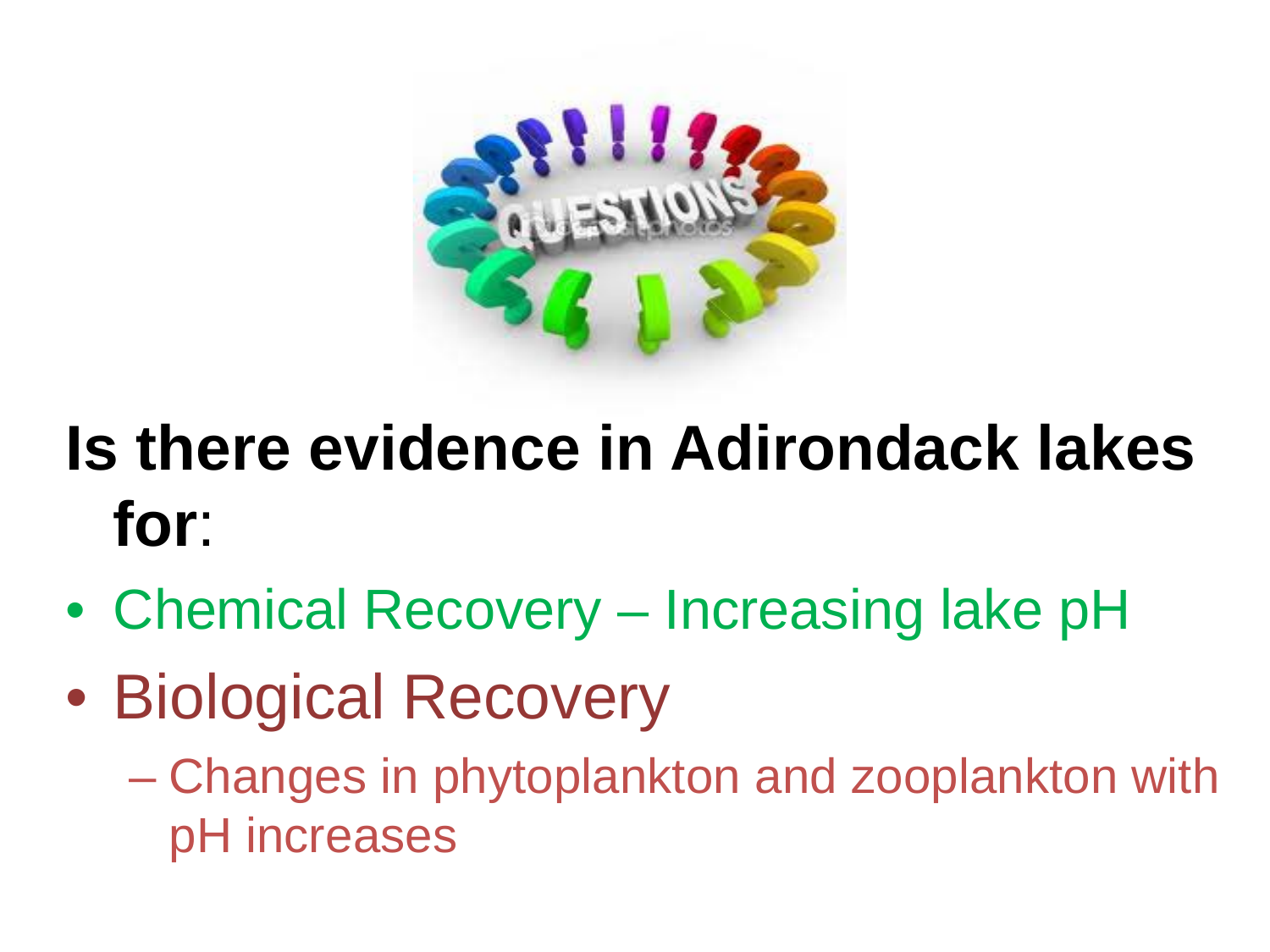**Is there evidence in Adirondack lakes for**:

- Chemical Recovery – Increasing lake pH
- Biological Recovery
  - Changes in phytoplankton and zooplankton with pH increases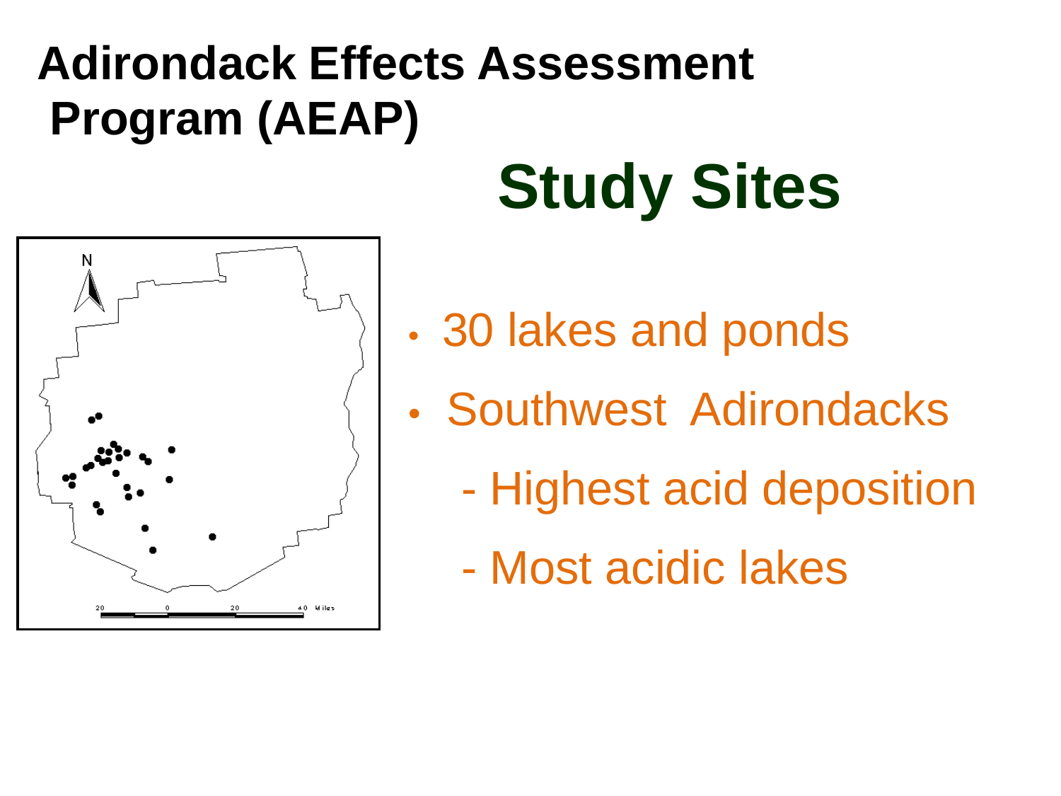# Adirondack Effects Assessment Program (AEAP)

## Study Sites

- 30 lakes and ponds
- Southwest Adirondacks
  - Highest acid deposition
  - Most acidic lakes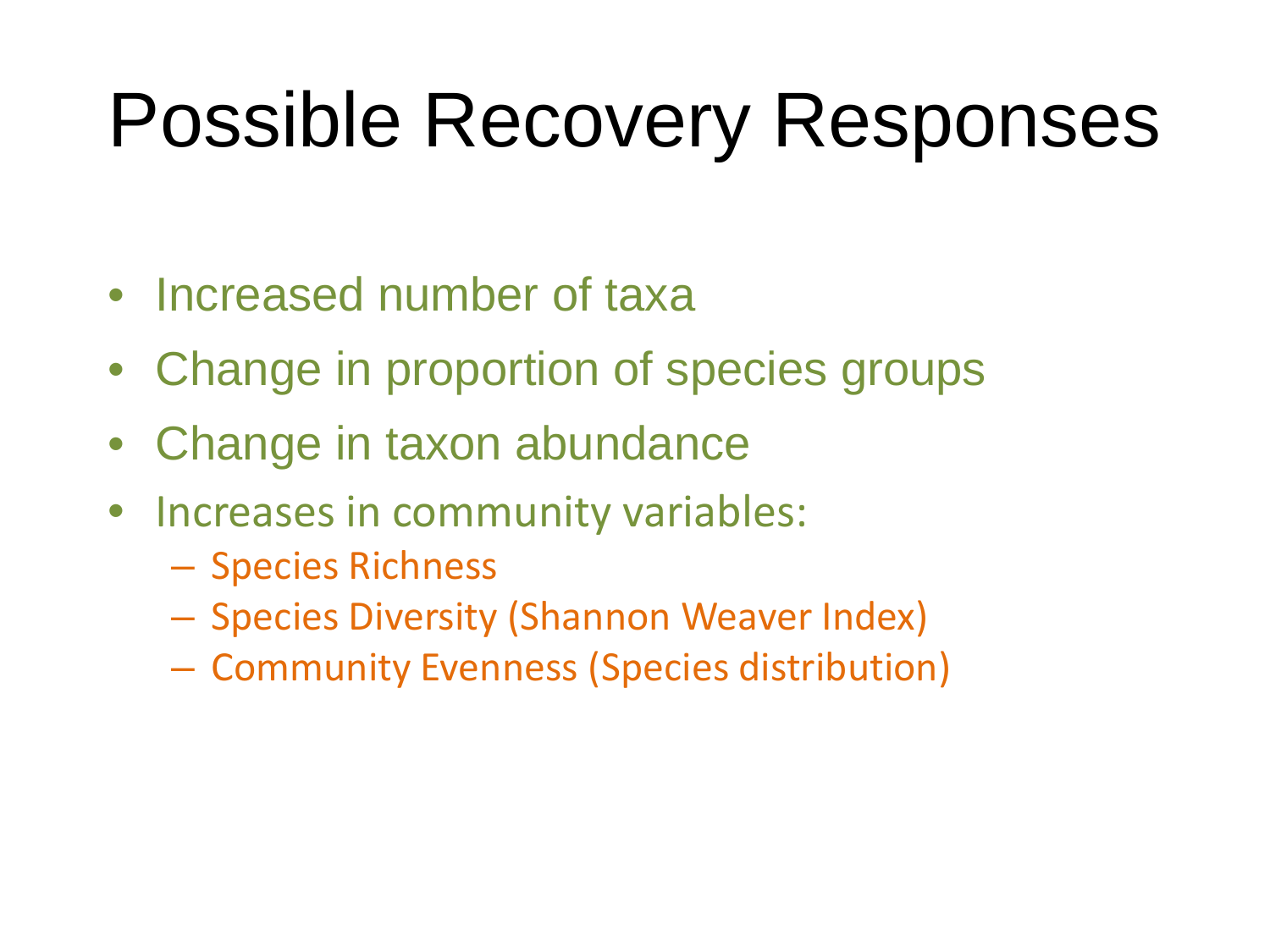# Possible Recovery Responses

- Increased number of taxa
- Change in proportion of species groups
- Change in taxon abundance
- Increases in community variables:
  - Species Richness
  - Species Diversity (Shannon Weaver Index)
  - Community Evenness (Species distribution)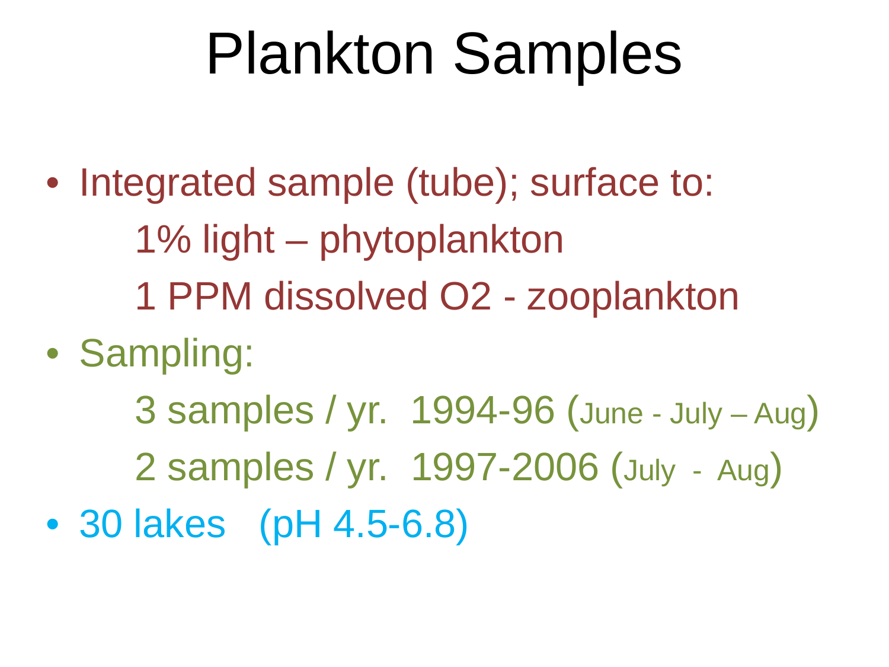# Plankton Samples

- Integrated sample (tube); surface to:
  - 1% light – phytoplankton
  - 1 PPM dissolved $O_2$ - zooplankton
- Sampling:
  - 3 samples / yr. 1994-96 (June - July – Aug)
  - 2 samples / yr. 1997-2006 (July - Aug)
- 30 lakes (pH 4.5-6.8)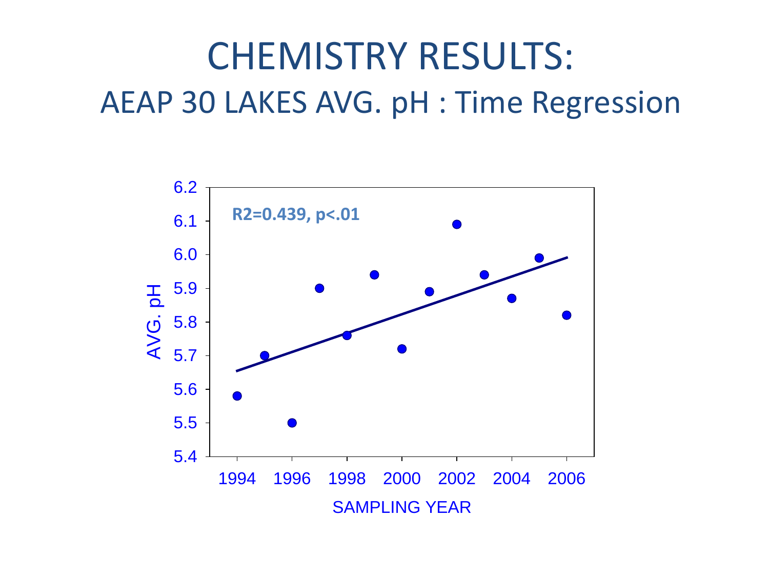# CHEMISTRY RESULTS:

## AEAP 30 LAKES AVG. pH : Time Regression

**R2=0.439, p<.01**

AVG. pH

SAMPLING YEAR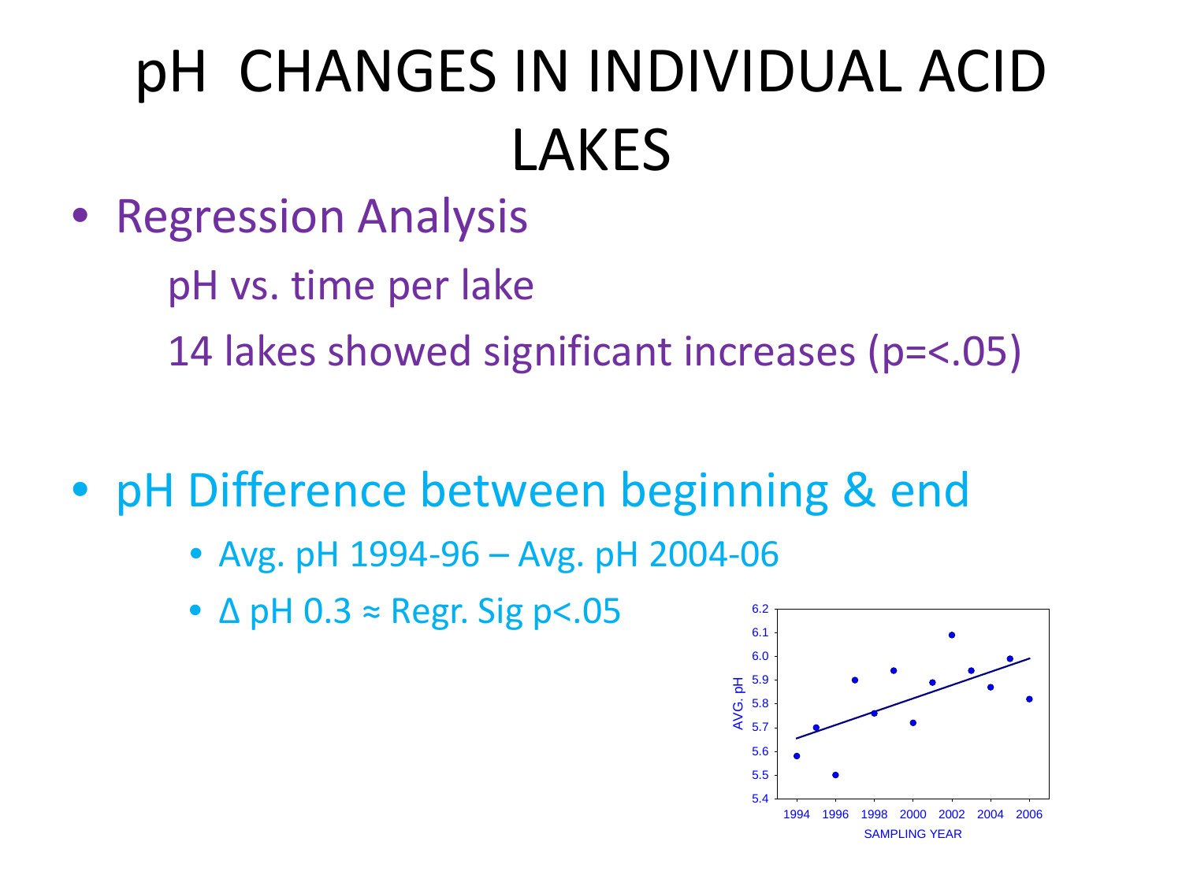# pH CHANGES IN INDIVIDUAL ACID LAKES

- Regression Analysis

  pH vs. time per lake

  14 lakes showed significant increases ($p=<.05$)

- pH Difference between beginning & end
  - Avg. pH 1994-96 – Avg. pH 2004-06
  - $\Delta$ pH 0.3 ≈ Regr. Sig $p<.05$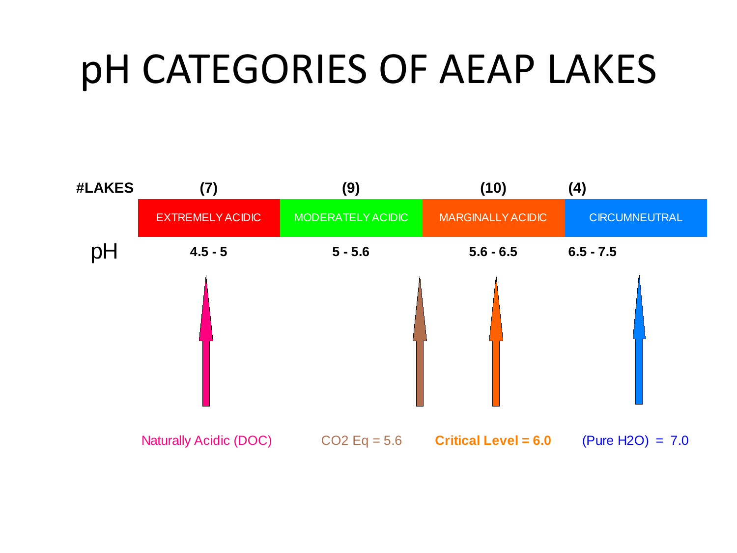# pH CATEGORIES OF AEAP LAKES

| #LAKES | (7) | (9) | (10) | (4) |
|---|---|---|---|---|
| | EXTREMELY ACIDIC | MODERATELY ACIDIC | MARGINALLY ACIDIC | CIRCUMNEUTRAL |
| pH | 4.5 - 5 | 5 - 5.6 | 5.6 - 6.5 | 6.5 - 7.5 |

Naturally Acidic (DOC)

$CO_2$ Eq = 5.6

**Critical Level = 6.0**

(Pure $H_2O$) = 7.0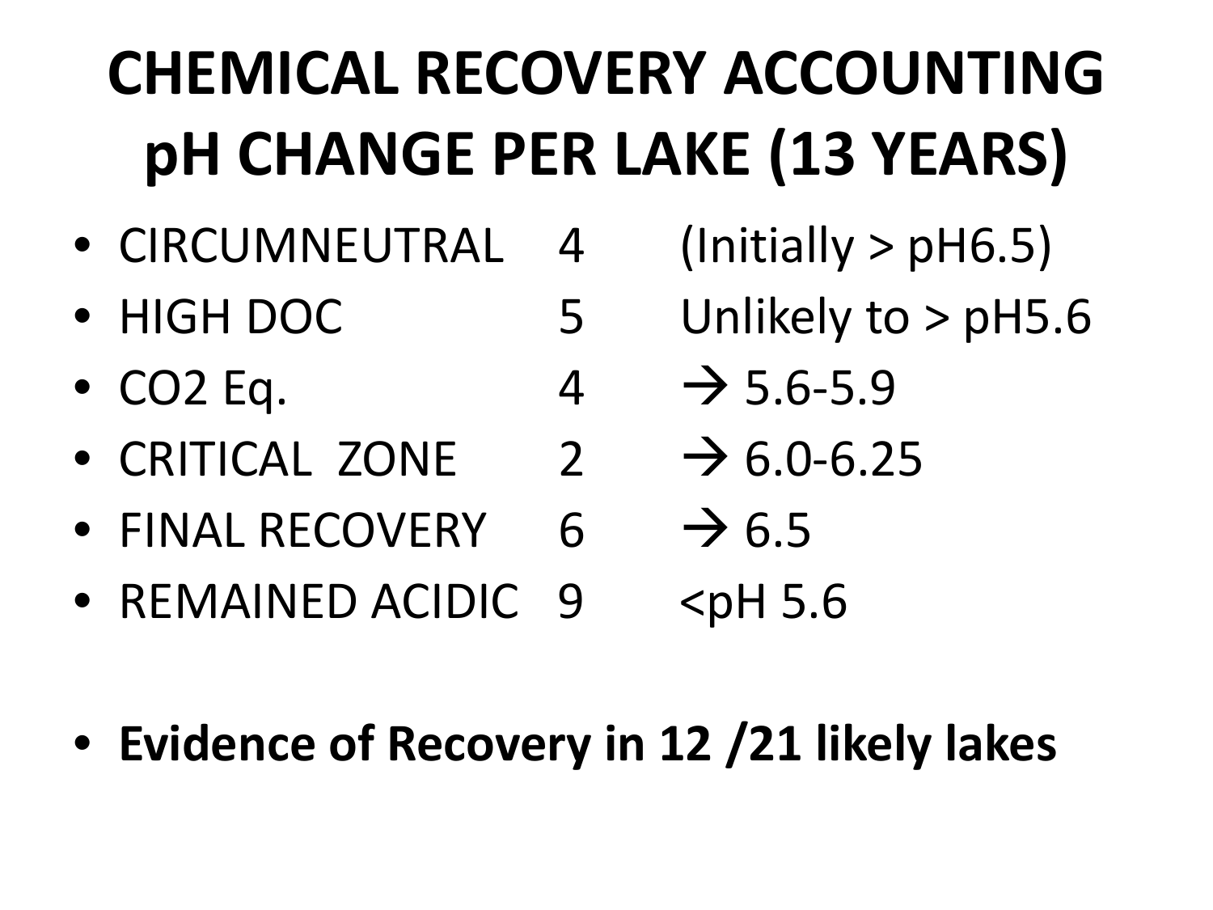# CHEMICAL RECOVERY ACCOUNTING pH CHANGE PER LAKE (13 YEARS)

- CIRCUMNEUTRAL 4 (Initially > pH6.5)
- HIGH DOC 5 Unlikely to > pH5.6
- $CO_2$ Eq. 4 → 5.6-5.9
- CRITICAL ZONE 2 → 6.0-6.25
- FINAL RECOVERY 6 → 6.5
- REMAINED ACIDIC 9 <pH 5.6

- **Evidence of Recovery in 12 /21 likely lakes**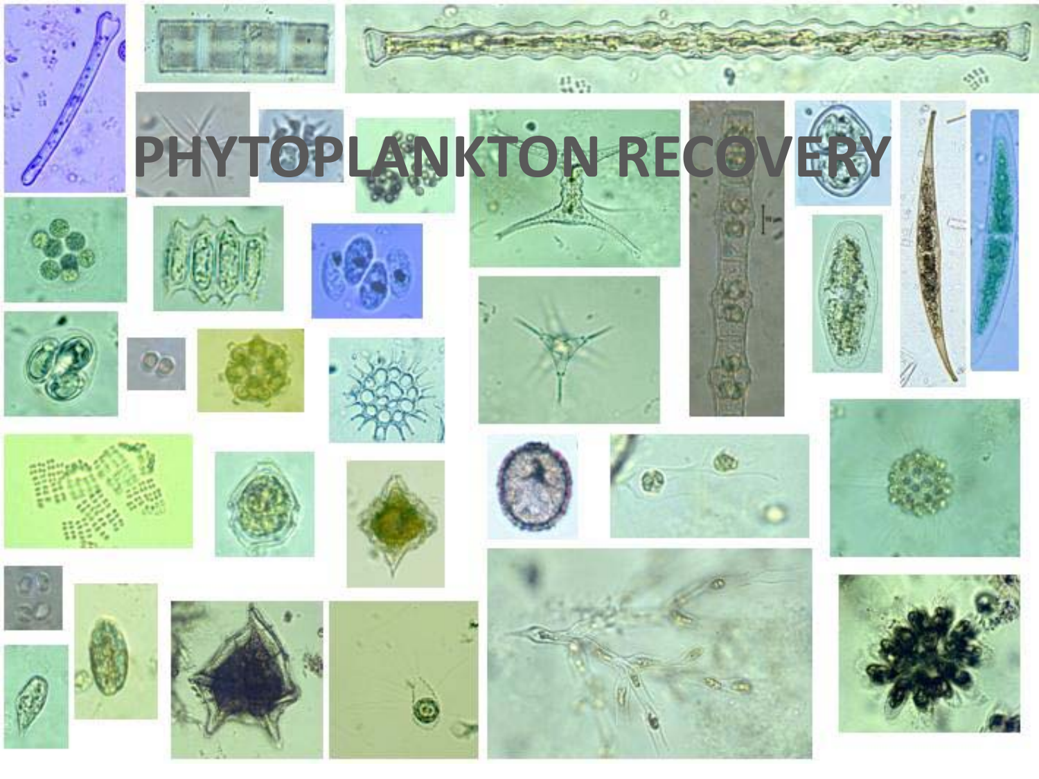# PHYTOPLANKTON RECOVERY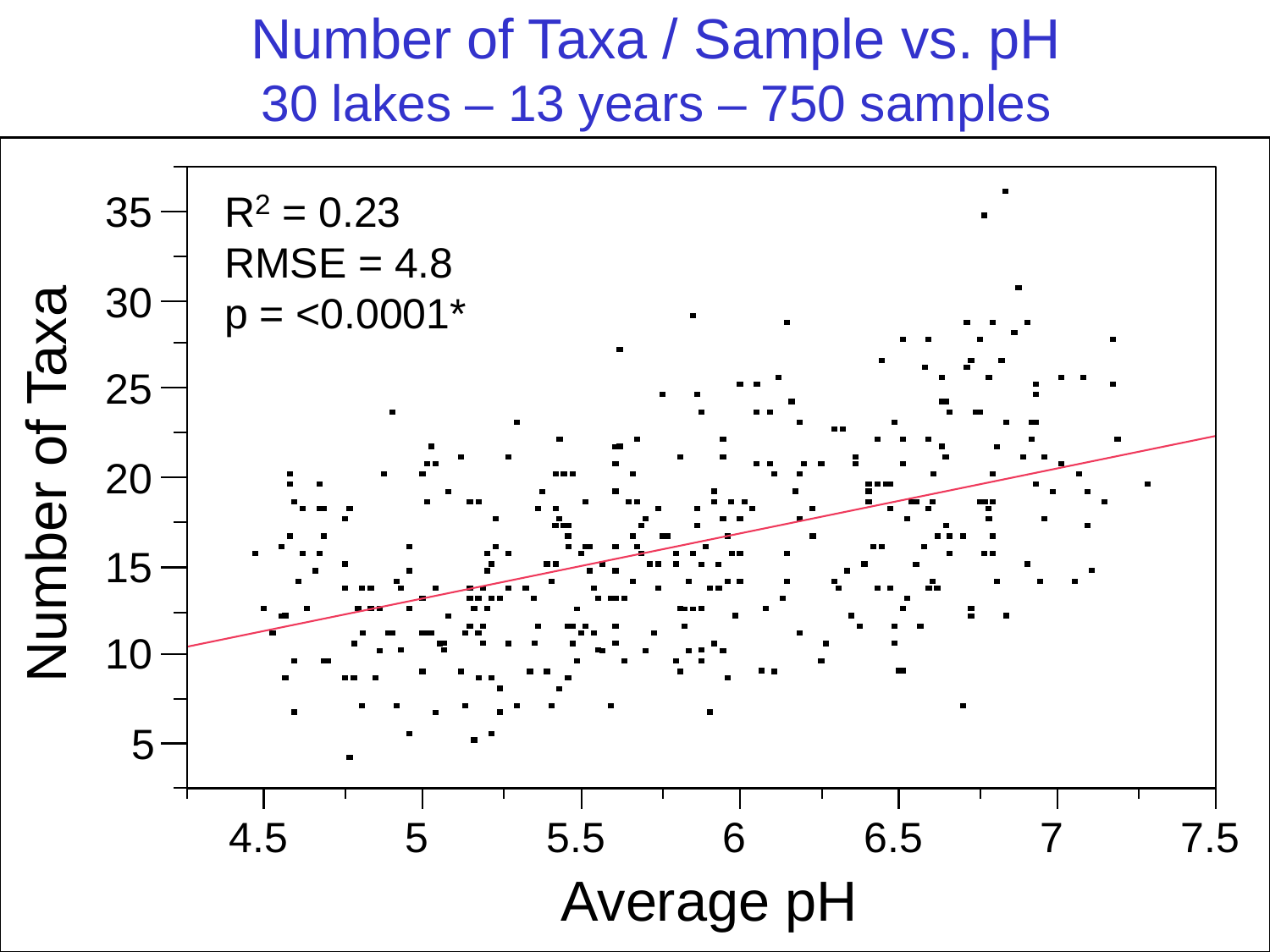# Number of Taxa / Sample vs. pH

## 30 lakes – 13 years – 750 samples

$R^2 = 0.23$

RMSE = 4.8

$p = <0.0001$*

Number of Taxa

Average pH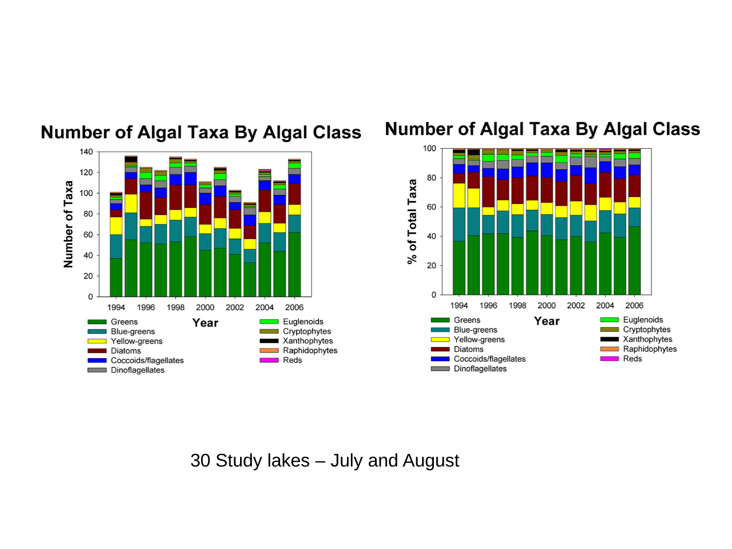## Number of Algal Taxa By Algal Class

## Number of Algal Taxa By Algal Class

30 Study lakes – July and August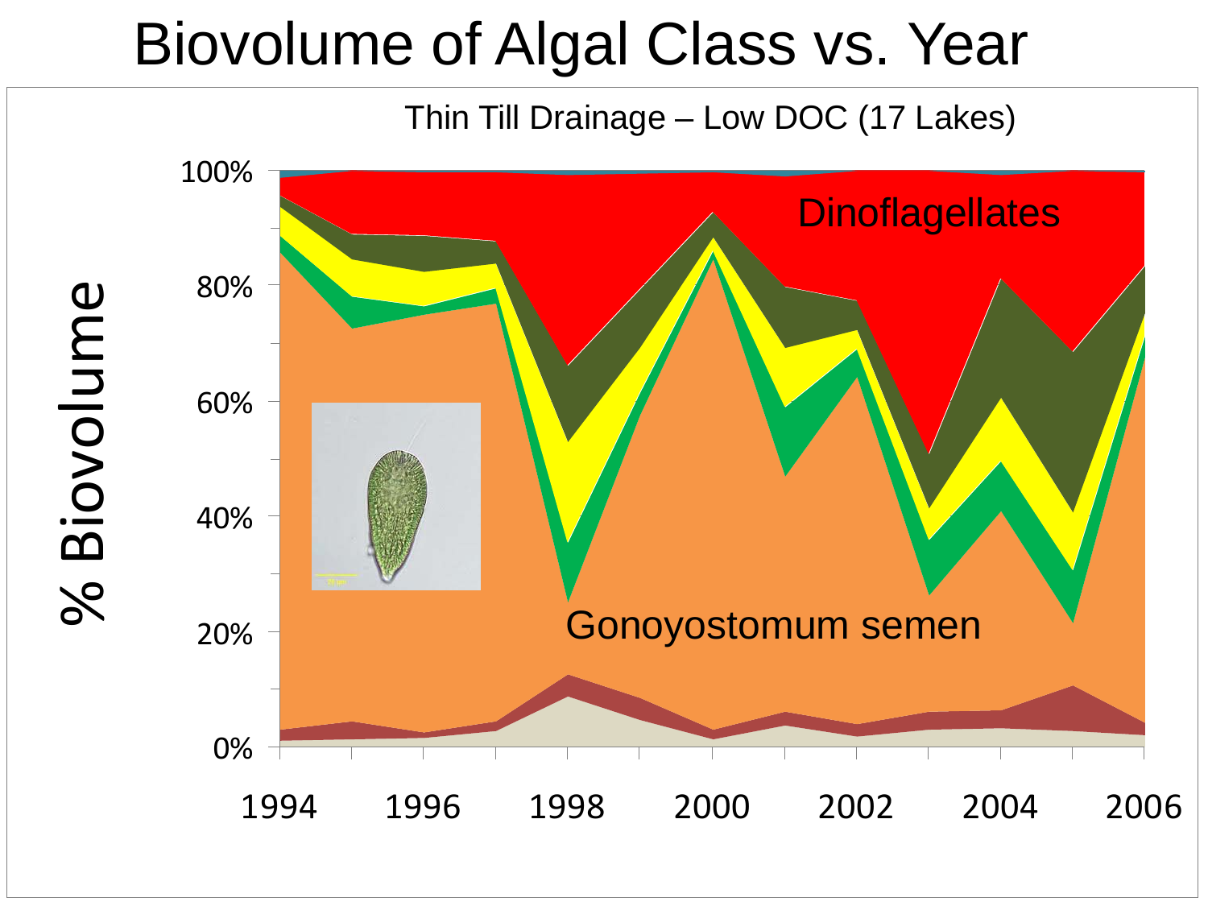# Biovolume of Algal Class vs. Year

Thin Till Drainage – Low DOC (17 Lakes)

% Biovolume

100%
80%
60%
40%
20%
0%

1994 1996 1998 2000 2002 2004 2006

Dinoflagellates

Gonoyostomum semen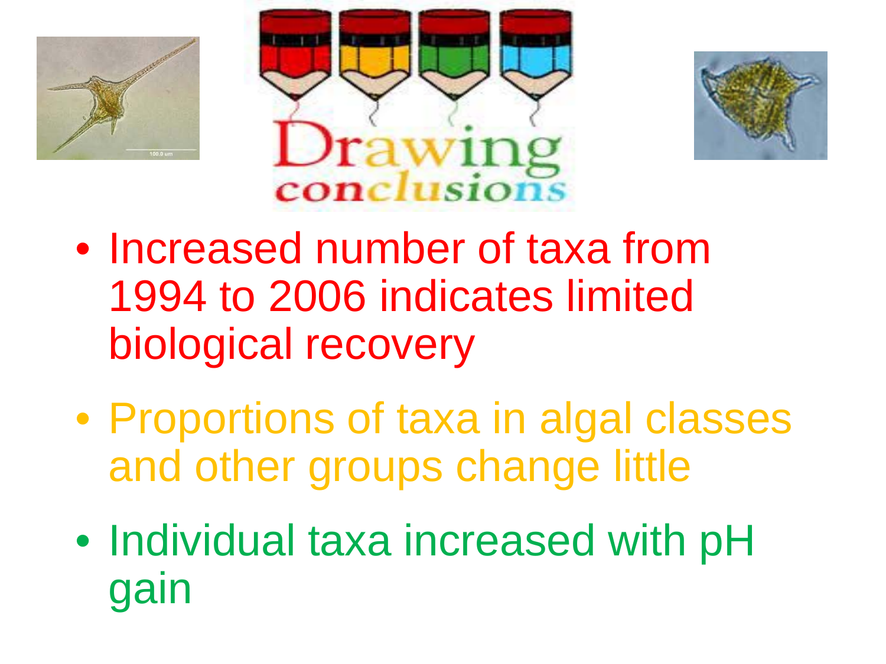# Drawing conclusions

- Increased number of taxa from 1994 to 2006 indicates limited biological recovery
- Proportions of taxa in algal classes and other groups change little
- Individual taxa increased with pH gain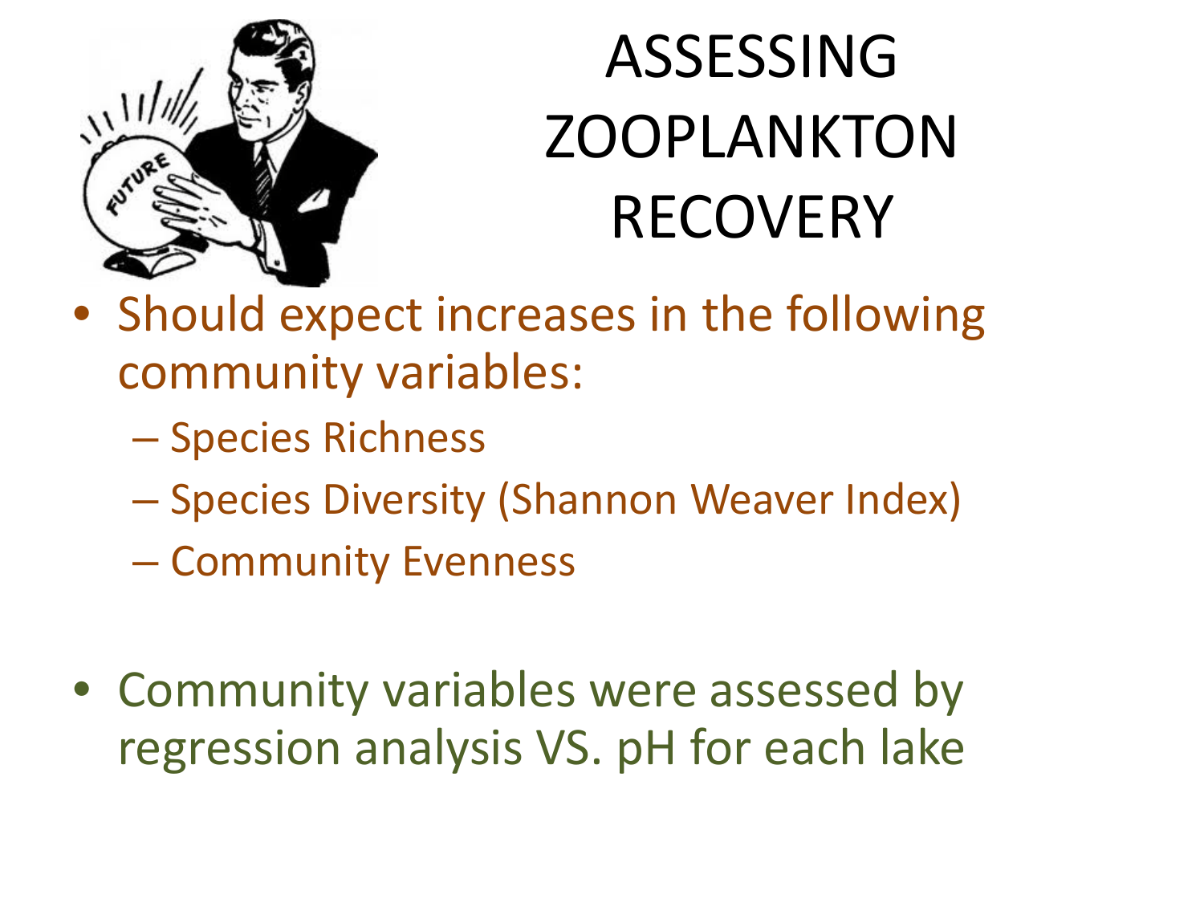# ASSESSING ZOOPLANKTON RECOVERY

- Should expect increases in the following community variables:
  - Species Richness
  - Species Diversity (Shannon Weaver Index)
  - Community Evenness

- Community variables were assessed by regression analysis VS. pH for each lake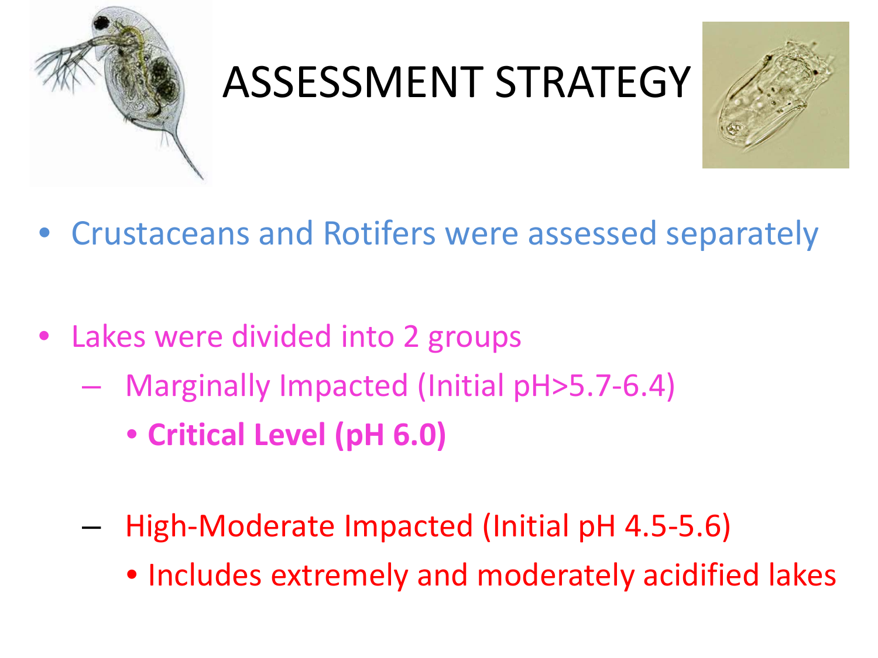# ASSESSMENT STRATEGY

- Crustaceans and Rotifers were assessed separately

- Lakes were divided into 2 groups
  - Marginally Impacted (Initial pH>5.7-6.4)
    - **Critical Level (pH 6.0)**
  - High-Moderate Impacted (Initial pH 4.5-5.6)
    - Includes extremely and moderately acidified lakes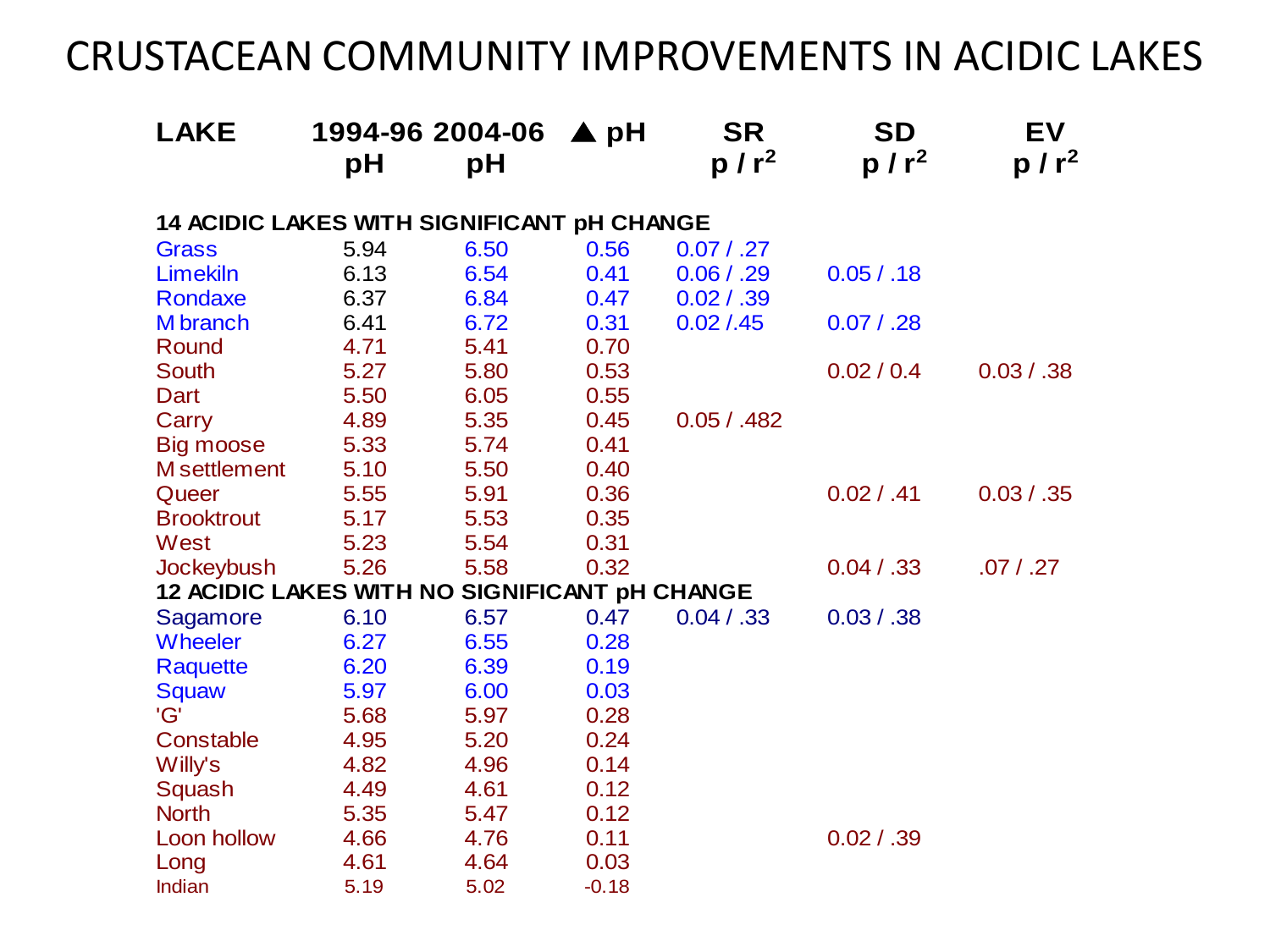# CRUSTACEAN COMMUNITY IMPROVEMENTS IN ACIDIC LAKES

| LAKE | 1994-96 pH | 2004-06 pH | ▲ pH | SR $p / r^2$ | SD $p / r^2$ | EV $p / r^2$ |
|---|---|---|---|---|---|---|
| **14 ACIDIC LAKES WITH SIGNIFICANT pH CHANGE** | | | | | | |
| Grass | 5.94 | 6.50 | 0.56 | 0.07 / .27 | | |
| Limekiln | 6.13 | 6.54 | 0.41 | 0.06 / .29 | 0.05 / .18 | |
| Rondaxe | 6.37 | 6.84 | 0.47 | 0.02 / .39 | | |
| M branch | 6.41 | 6.72 | 0.31 | 0.02 /.45 | 0.07 / .28 | |
| Round | 4.71 | 5.41 | 0.70 | | | |
| South | 5.27 | 5.80 | 0.53 | | 0.02 / 0.4 | 0.03 / .38 |
| Dart | 5.50 | 6.05 | 0.55 | | | |
| Carry | 4.89 | 5.35 | 0.45 | 0.05 / .482 | | |
| Big moose | 5.33 | 5.74 | 0.41 | | | |
| M settlement | 5.10 | 5.50 | 0.40 | | | |
| Queer | 5.55 | 5.91 | 0.36 | | 0.02 / .41 | 0.03 / .35 |
| Brooktrout | 5.17 | 5.53 | 0.35 | | | |
| West | 5.23 | 5.54 | 0.31 | | | |
| Jockeybush | 5.26 | 5.58 | 0.32 | | 0.04 / .33 | .07 / .27 |
| **12 ACIDIC LAKES WITH NO SIGNIFICANT pH CHANGE** | | | | | | |
| Sagamore | 6.10 | 6.57 | 0.47 | 0.04 / .33 | 0.03 / .38 | |
| Wheeler | 6.27 | 6.55 | 0.28 | | | |
| Raquette | 6.20 | 6.39 | 0.19 | | | |
| Squaw | 5.97 | 6.00 | 0.03 | | | |
| 'G' | 5.68 | 5.97 | 0.28 | | | |
| Constable | 4.95 | 5.20 | 0.24 | | | |
| Willy's | 4.82 | 4.96 | 0.14 | | | |
| Squash | 4.49 | 4.61 | 0.12 | | | |
| North | 5.35 | 5.47 | 0.12 | | | |
| Loon hollow | 4.66 | 4.76 | 0.11 | | 0.02 / .39 | |
| Long | 4.61 | 4.64 | 0.03 | | | |
| Indian | 5.19 | 5.02 | -0.18 | | | |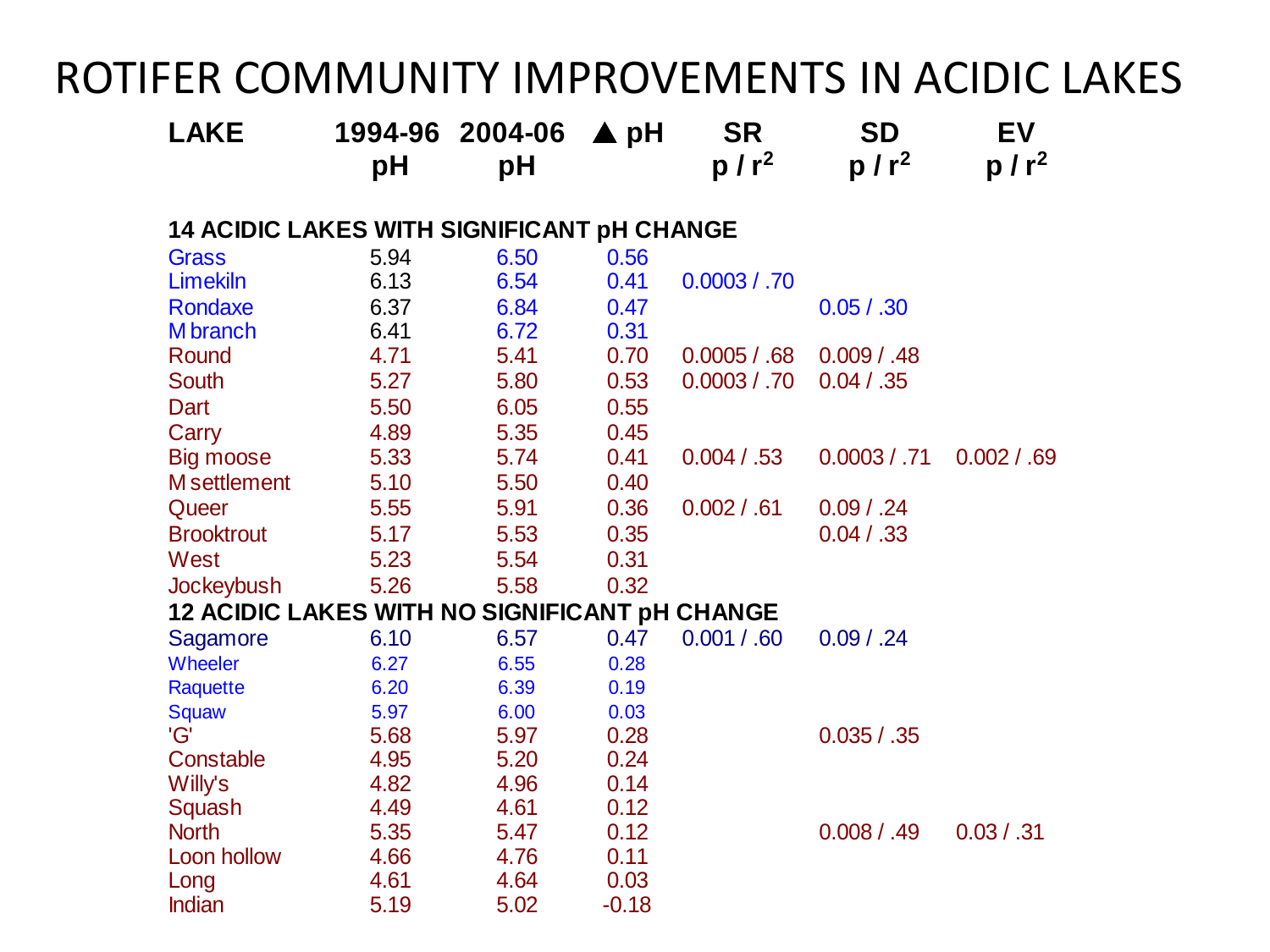# ROTIFER COMMUNITY IMPROVEMENTS IN ACIDIC LAKES

| LAKE | 1994-96 pH | 2004-06 pH | ▲ pH | SR p / $r^2$ | SD p / $r^2$ | EV p / $r^2$ |
|---|---|---|---|---|---|---|
| **14 ACIDIC LAKES WITH SIGNIFICANT pH CHANGE** | | | | | | |
| Grass | 5.94 | 6.50 | 0.56 | | | |
| Limekiln | 6.13 | 6.54 | 0.41 | 0.0003 / .70 | | |
| Rondaxe | 6.37 | 6.84 | 0.47 | | 0.05 / .30 | |
| M branch | 6.41 | 6.72 | 0.31 | | | |
| Round | 4.71 | 5.41 | 0.70 | 0.0005 / .68 | 0.009 / .48 | |
| South | 5.27 | 5.80 | 0.53 | 0.0003 / .70 | 0.04 / .35 | |
| Dart | 5.50 | 6.05 | 0.55 | | | |
| Carry | 4.89 | 5.35 | 0.45 | | | |
| Big moose | 5.33 | 5.74 | 0.41 | 0.004 / .53 | 0.0003 / .71 | 0.002 / .69 |
| M settlement | 5.10 | 5.50 | 0.40 | | | |
| Queer | 5.55 | 5.91 | 0.36 | 0.002 / .61 | 0.09 / .24 | |
| Brooktrout | 5.17 | 5.53 | 0.35 | | 0.04 / .33 | |
| West | 5.23 | 5.54 | 0.31 | | | |
| Jockeybush | 5.26 | 5.58 | 0.32 | | | |
| **12 ACIDIC LAKES WITH NO SIGNIFICANT pH CHANGE** | | | | | | |
| Sagamore | 6.10 | 6.57 | 0.47 | 0.001 / .60 | 0.09 / .24 | |
| Wheeler | 6.27 | 6.55 | 0.28 | | | |
| Raquette | 6.20 | 6.39 | 0.19 | | | |
| Squaw | 5.97 | 6.00 | 0.03 | | | |
| 'G' | 5.68 | 5.97 | 0.28 | | 0.035 / .35 | |
| Constable | 4.95 | 5.20 | 0.24 | | | |
| Willy's | 4.82 | 4.96 | 0.14 | | | |
| Squash | 4.49 | 4.61 | 0.12 | | | |
| North | 5.35 | 5.47 | 0.12 | | 0.008 / .49 | 0.03 / .31 |
| Loon hollow | 4.66 | 4.76 | 0.11 | | | |
| Long | 4.61 | 4.64 | 0.03 | | | |
| Indian | 5.19 | 5.02 | -0.18 | | | |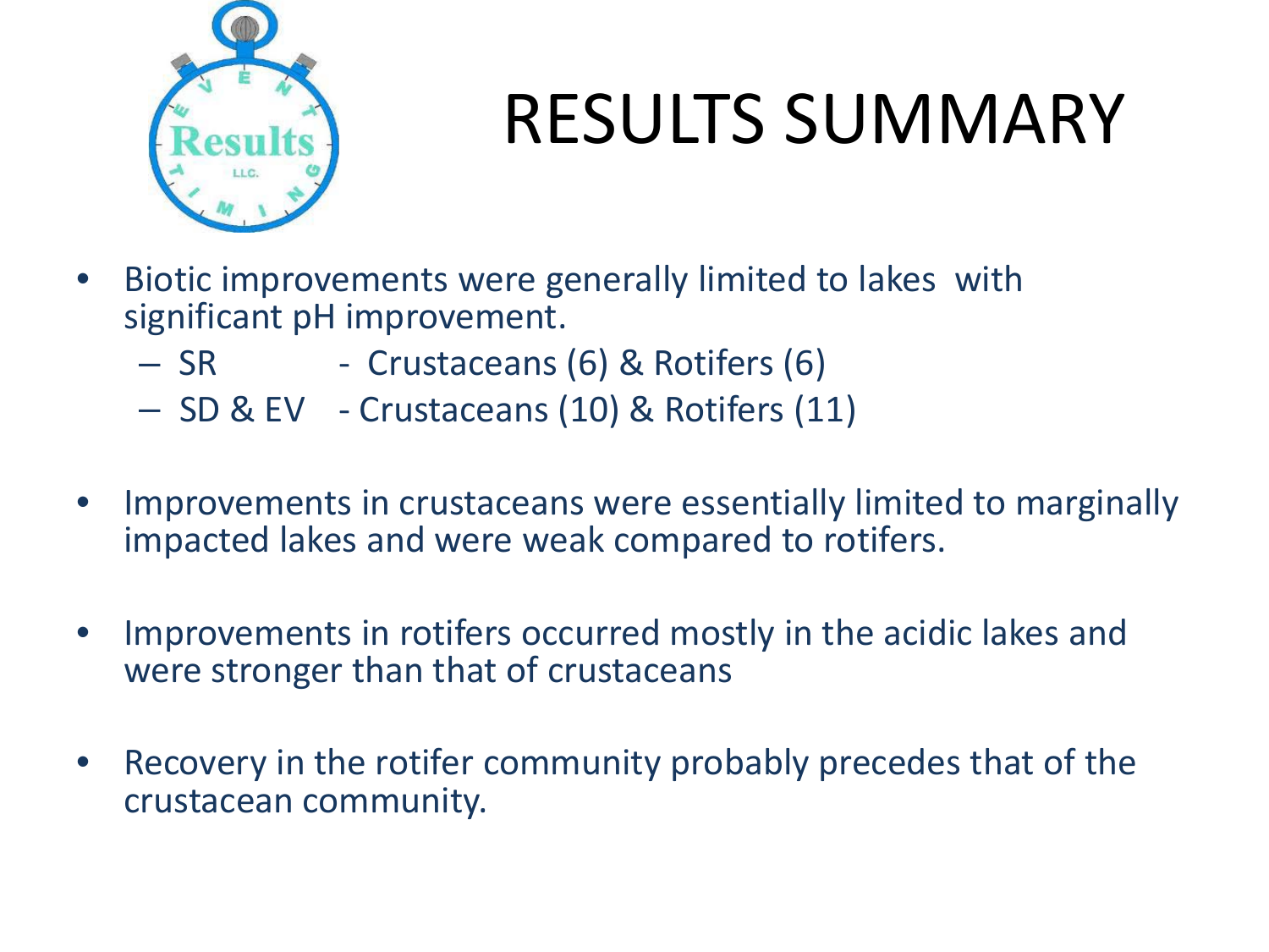# RESULTS SUMMARY

- Biotic improvements were generally limited to lakes with significant pH improvement.
  - SR - Crustaceans (6) & Rotifers (6)
  - SD & EV - Crustaceans (10) & Rotifers (11)

- Improvements in crustaceans were essentially limited to marginally impacted lakes and were weak compared to rotifers.

- Improvements in rotifers occurred mostly in the acidic lakes and were stronger than that of crustaceans

- Recovery in the rotifer community probably precedes that of the crustacean community.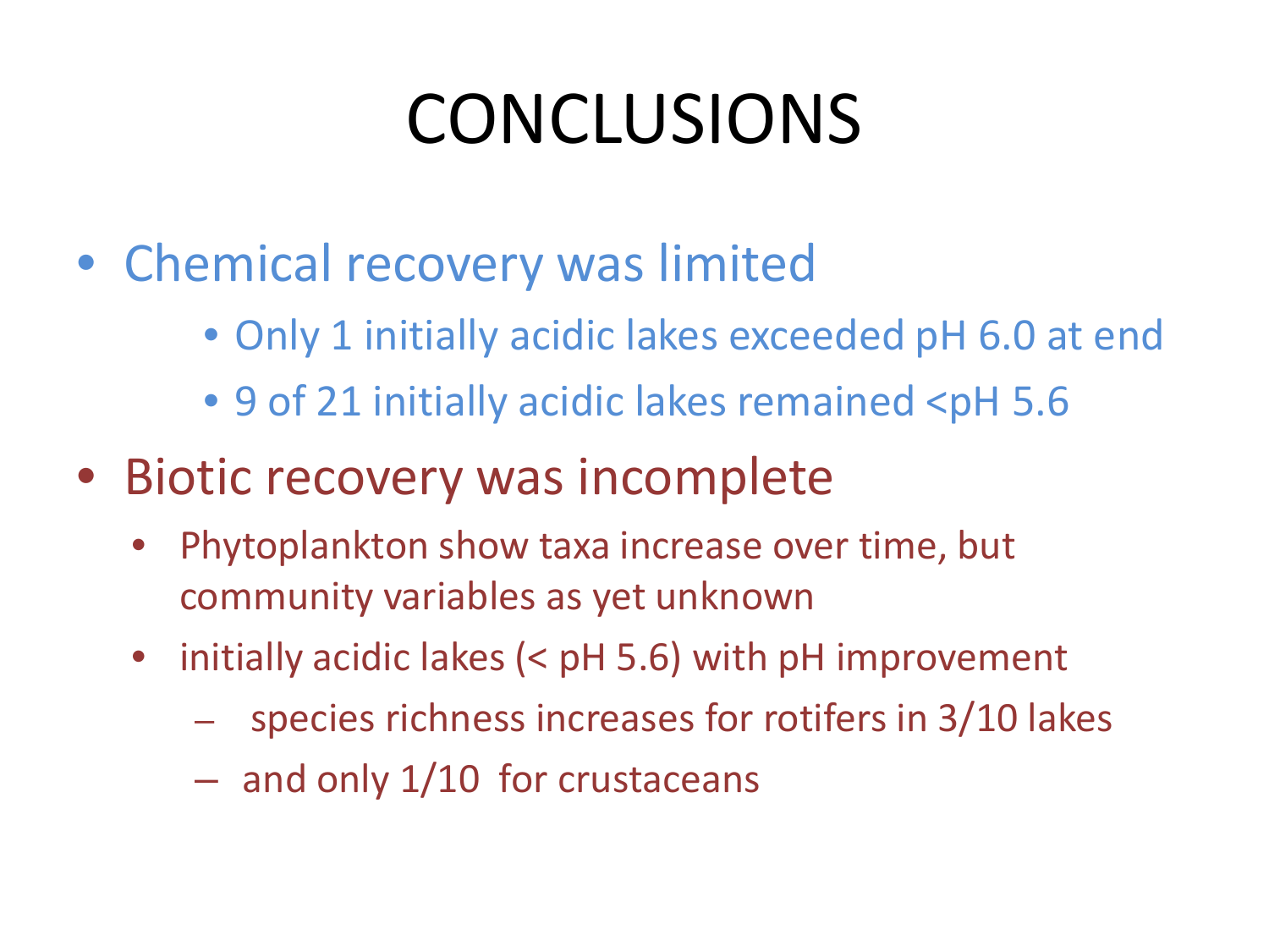# CONCLUSIONS

- Chemical recovery was limited
  - Only 1 initially acidic lakes exceeded pH 6.0 at end
  - 9 of 21 initially acidic lakes remained <pH 5.6
- Biotic recovery was incomplete
  - Phytoplankton show taxa increase over time, but community variables as yet unknown
  - initially acidic lakes (< pH 5.6) with pH improvement
    - species richness increases for rotifers in 3/10 lakes
    - and only 1/10 for crustaceans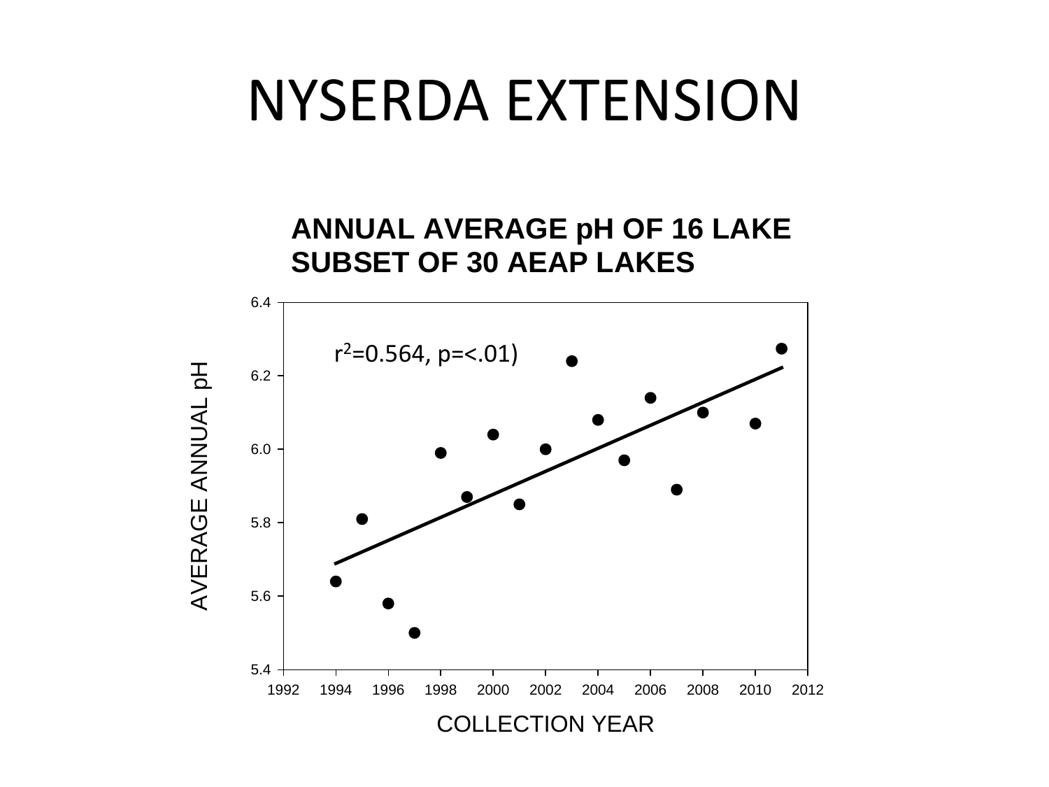# NYSERDA EXTENSION

**ANNUAL AVERAGE pH OF 16 LAKE SUBSET OF 30 AEAP LAKES**

$r^2$=0.564, p=<.01)

AVERAGE ANNUAL pH

COLLECTION YEAR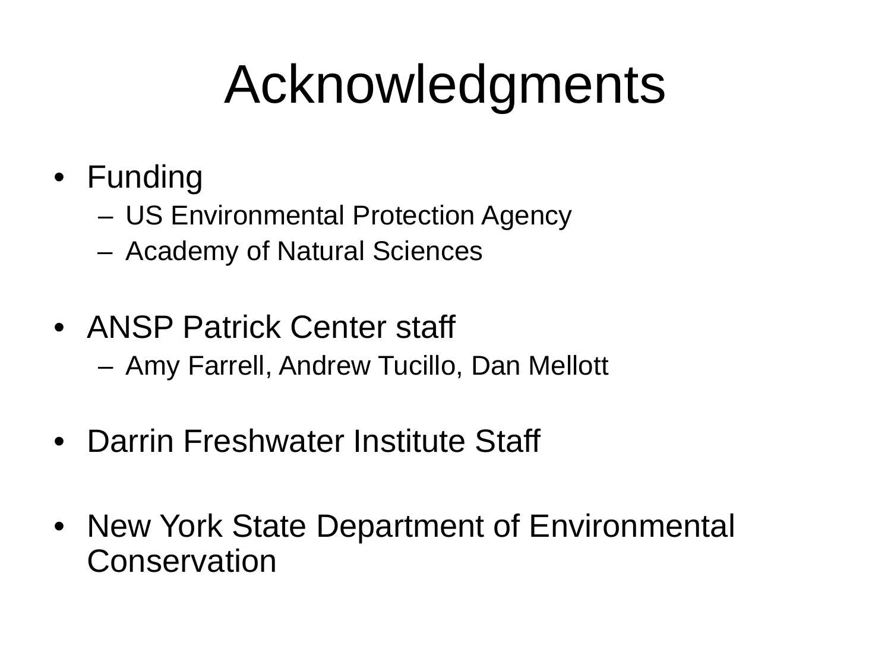# Acknowledgments

- Funding
  - US Environmental Protection Agency
  - Academy of Natural Sciences
- ANSP Patrick Center staff
  - Amy Farrell, Andrew Tucillo, Dan Mellott
- Darrin Freshwater Institute Staff
- New York State Department of Environmental Conservation